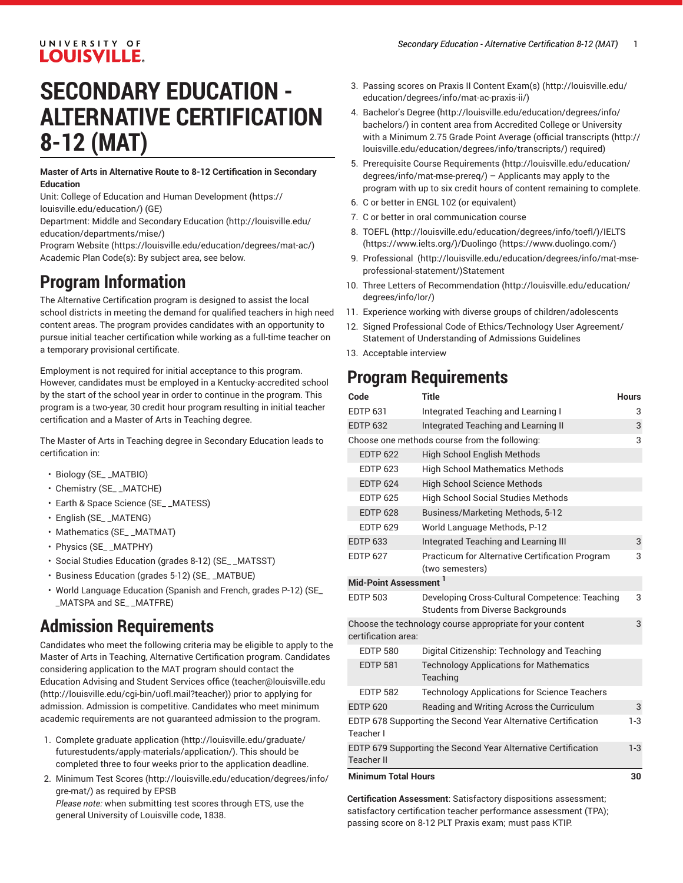# SECONDARY EDUCATION - ALTERNATIVE CERTIFICATION 8-12 (MAT)

**Master of Arts in Alternative Route to 8-12 Certification in Secondary Education**

Unit: College of Education and Human Development (https://louisville.edu/education/) (GE)
Department: Middle and Secondary Education (http://louisville.edu/education/departments/mise/)
Program Website (https://louisville.edu/education/degrees/mat-ac/)
Academic Plan Code(s): By subject area, see below.

## Program Information

The Alternative Certification program is designed to assist the local school districts in meeting the demand for qualified teachers in high need content areas. The program provides candidates with an opportunity to pursue initial teacher certification while working as a full-time teacher on a temporary provisional certificate.

Employment is not required for initial acceptance to this program. However, candidates must be employed in a Kentucky-accredited school by the start of the school year in order to continue in the program. This program is a two-year, 30 credit hour program resulting in initial teacher certification and a Master of Arts in Teaching degree.

The Master of Arts in Teaching degree in Secondary Education leads to certification in:

- Biology (SE_ _MATBIO)
- Chemistry (SE_ _MATCHE)
- Earth & Space Science (SE_ _MATESS)
- English (SE_ _MATENG)
- Mathematics (SE_ _MATMAT)
- Physics (SE_ _MATPHY)
- Social Studies Education (grades 8-12) (SE_ _MATSST)
- Business Education (grades 5-12) (SE_ _MATBUE)
- World Language Education (Spanish and French, grades P-12) (SE_ _MATSPA and SE_ _MATFRE)

## Admission Requirements

Candidates who meet the following criteria may be eligible to apply to the Master of Arts in Teaching, Alternative Certification program. Candidates considering application to the MAT program should contact the Education Advising and Student Services office (teacher@louisville.edu (http://louisville.edu/cgi-bin/uofl.mail?teacher)) prior to applying for admission. Admission is competitive. Candidates who meet minimum academic requirements are not guaranteed admission to the program.

1. Complete graduate application (http://louisville.edu/graduate/futurestudents/apply-materials/application/). This should be completed three to four weeks prior to the application deadline.
2. Minimum Test Scores (http://louisville.edu/education/degrees/info/gre-mat/) as required by EPSB
   *Please note:* when submitting test scores through ETS, use the general University of Louisville code, 1838.
3. Passing scores on Praxis II Content Exam(s) (http://louisville.edu/education/degrees/info/mat-ac-praxis-ii/)
4. Bachelor's Degree (http://louisville.edu/education/degrees/info/bachelors/) in content area from Accredited College or University with a Minimum 2.75 Grade Point Average (official transcripts (http://louisville.edu/education/degrees/info/transcripts/) required)
5. Prerequisite Course Requirements (http://louisville.edu/education/degrees/info/mat-mse-prereq/) – Applicants may apply to the program with up to six credit hours of content remaining to complete.
6. C or better in ENGL 102 (or equivalent)
7. C or better in oral communication course
8. TOEFL (http://louisville.edu/education/degrees/info/toefl/)/IELTS (https://www.ielts.org/)/Duolingo (https://www.duolingo.com/)
9. Professional (http://louisville.edu/education/degrees/info/mat-mse-professional-statement/)Statement
10. Three Letters of Recommendation (http://louisville.edu/education/degrees/info/lor/)
11. Experience working with diverse groups of children/adolescents
12. Signed Professional Code of Ethics/Technology User Agreement/Statement of Understanding of Admissions Guidelines
13. Acceptable interview

## Program Requirements

| Code | Title | Hours |
|---|---|---|
| EDTP 631 | Integrated Teaching and Learning I | 3 |
| EDTP 632 | Integrated Teaching and Learning II | 3 |
| Choose one methods course from the following: | | 3 |
| EDTP 622 | High School English Methods | |
| EDTP 623 | High School Mathematics Methods | |
| EDTP 624 | High School Science Methods | |
| EDTP 625 | High School Social Studies Methods | |
| EDTP 628 | Business/Marketing Methods, 5-12 | |
| EDTP 629 | World Language Methods, P-12 | |
| EDTP 633 | Integrated Teaching and Learning III | 3 |
| EDTP 627 | Practicum for Alternative Certification Program (two semesters) | 3 |
| **Mid-Point Assessment** [1] | | |
| EDTP 503 | Developing Cross-Cultural Competence: Teaching Students from Diverse Backgrounds | 3 |
| Choose the technology course appropriate for your content certification area: | | 3 |
| EDTP 580 | Digital Citizenship: Technology and Teaching | |
| EDTP 581 | Technology Applications for Mathematics Teaching | |
| EDTP 582 | Technology Applications for Science Teachers | |
| EDTP 620 | Reading and Writing Across the Curriculum | 3 |
| EDTP 678 Supporting the Second Year Alternative Certification Teacher I | | 1-3 |
| EDTP 679 Supporting the Second Year Alternative Certification Teacher II | | 1-3 |
| **Minimum Total Hours** | | **30** |

**Certification Assessment**: Satisfactory dispositions assessment; satisfactory certification teacher performance assessment (TPA); passing score on 8-12 PLT Praxis exam; must pass KTIP.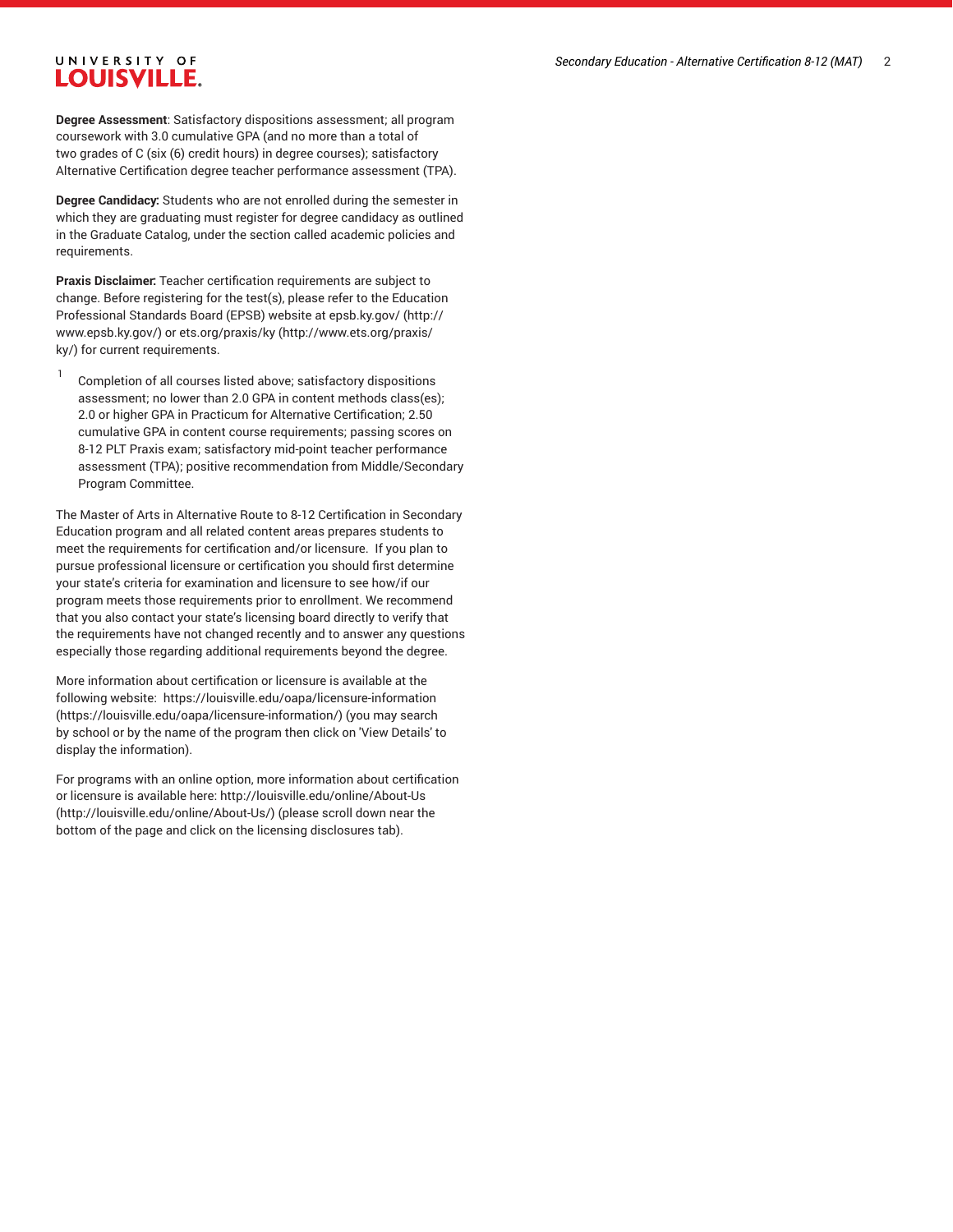**Degree Assessment**: Satisfactory dispositions assessment; all program coursework with 3.0 cumulative GPA (and no more than a total of two grades of C (six (6) credit hours) in degree courses); satisfactory Alternative Certification degree teacher performance assessment (TPA).

**Degree Candidacy:** Students who are not enrolled during the semester in which they are graduating must register for degree candidacy as outlined in the Graduate Catalog, under the section called academic policies and requirements.

**Praxis Disclaimer:** Teacher certification requirements are subject to change. Before registering for the test(s), please refer to the Education Professional Standards Board (EPSB) website at epsb.ky.gov/ (http://www.epsb.ky.gov/) or ets.org/praxis/ky (http://www.ets.org/praxis/ky/) for current requirements.

[1] Completion of all courses listed above; satisfactory dispositions assessment; no lower than 2.0 GPA in content methods class(es); 2.0 or higher GPA in Practicum for Alternative Certification; 2.50 cumulative GPA in content course requirements; passing scores on 8-12 PLT Praxis exam; satisfactory mid-point teacher performance assessment (TPA); positive recommendation from Middle/Secondary Program Committee.

The Master of Arts in Alternative Route to 8-12 Certification in Secondary Education program and all related content areas prepares students to meet the requirements for certification and/or licensure. If you plan to pursue professional licensure or certification you should first determine your state's criteria for examination and licensure to see how/if our program meets those requirements prior to enrollment. We recommend that you also contact your state's licensing board directly to verify that the requirements have not changed recently and to answer any questions especially those regarding additional requirements beyond the degree.

More information about certification or licensure is available at the following website: https://louisville.edu/oapa/licensure-information (https://louisville.edu/oapa/licensure-information/) (you may search by school or by the name of the program then click on 'View Details' to display the information).

For programs with an online option, more information about certification or licensure is available here: http://louisville.edu/online/About-Us (http://louisville.edu/online/About-Us/) (please scroll down near the bottom of the page and click on the licensing disclosures tab).